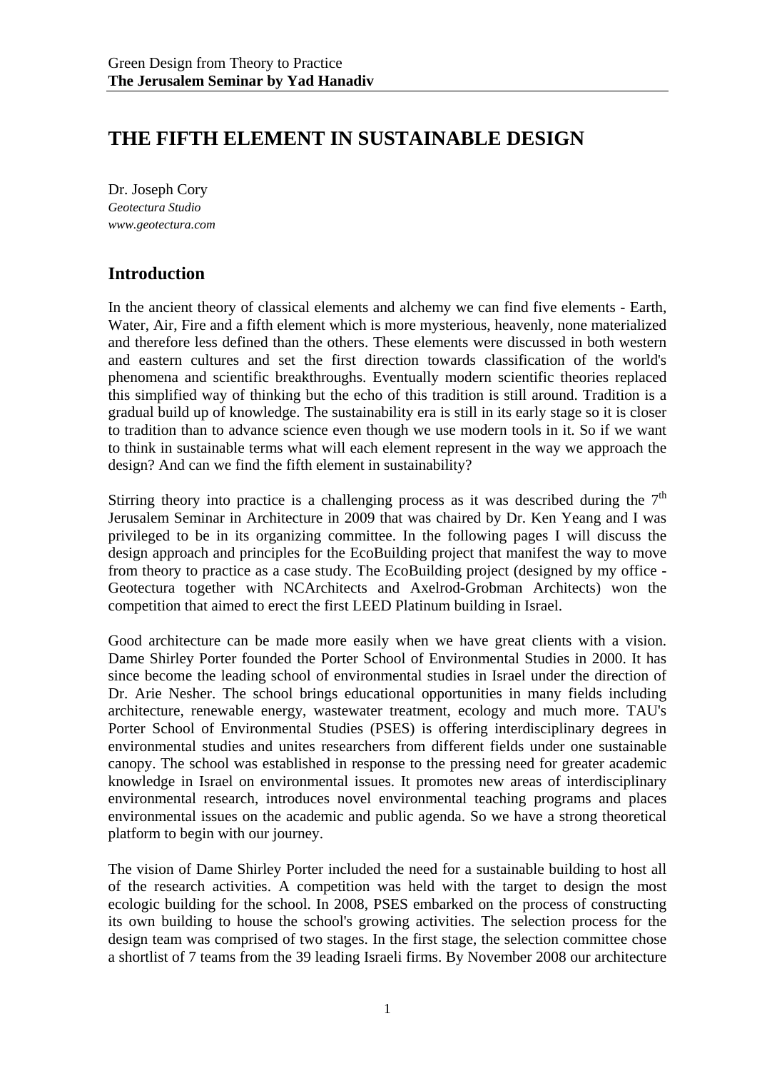# THE FIFTH ELEMENT IN SUSTAINABLE DESIGN

Dr. Joseph Cory
*Geotectura Studio*
*www.geotectura.com*

## Introduction

In the ancient theory of classical elements and alchemy we can find five elements - Earth, Water, Air, Fire and a fifth element which is more mysterious, heavenly, none materialized and therefore less defined than the others. These elements were discussed in both western and eastern cultures and set the first direction towards classification of the world's phenomena and scientific breakthroughs. Eventually modern scientific theories replaced this simplified way of thinking but the echo of this tradition is still around. Tradition is a gradual build up of knowledge. The sustainability era is still in its early stage so it is closer to tradition than to advance science even though we use modern tools in it. So if we want to think in sustainable terms what will each element represent in the way we approach the design? And can we find the fifth element in sustainability?

Stirring theory into practice is a challenging process as it was described during the 7th Jerusalem Seminar in Architecture in 2009 that was chaired by Dr. Ken Yeang and I was privileged to be in its organizing committee. In the following pages I will discuss the design approach and principles for the EcoBuilding project that manifest the way to move from theory to practice as a case study. The EcoBuilding project (designed by my office - Geotectura together with NCArchitects and Axelrod-Grobman Architects) won the competition that aimed to erect the first LEED Platinum building in Israel.

Good architecture can be made more easily when we have great clients with a vision. Dame Shirley Porter founded the Porter School of Environmental Studies in 2000. It has since become the leading school of environmental studies in Israel under the direction of Dr. Arie Nesher. The school brings educational opportunities in many fields including architecture, renewable energy, wastewater treatment, ecology and much more. TAU's Porter School of Environmental Studies (PSES) is offering interdisciplinary degrees in environmental studies and unites researchers from different fields under one sustainable canopy. The school was established in response to the pressing need for greater academic knowledge in Israel on environmental issues. It promotes new areas of interdisciplinary environmental research, introduces novel environmental teaching programs and places environmental issues on the academic and public agenda. So we have a strong theoretical platform to begin with our journey.

The vision of Dame Shirley Porter included the need for a sustainable building to host all of the research activities. A competition was held with the target to design the most ecologic building for the school. In 2008, PSES embarked on the process of constructing its own building to house the school's growing activities. The selection process for the design team was comprised of two stages. In the first stage, the selection committee chose a shortlist of 7 teams from the 39 leading Israeli firms. By November 2008 our architecture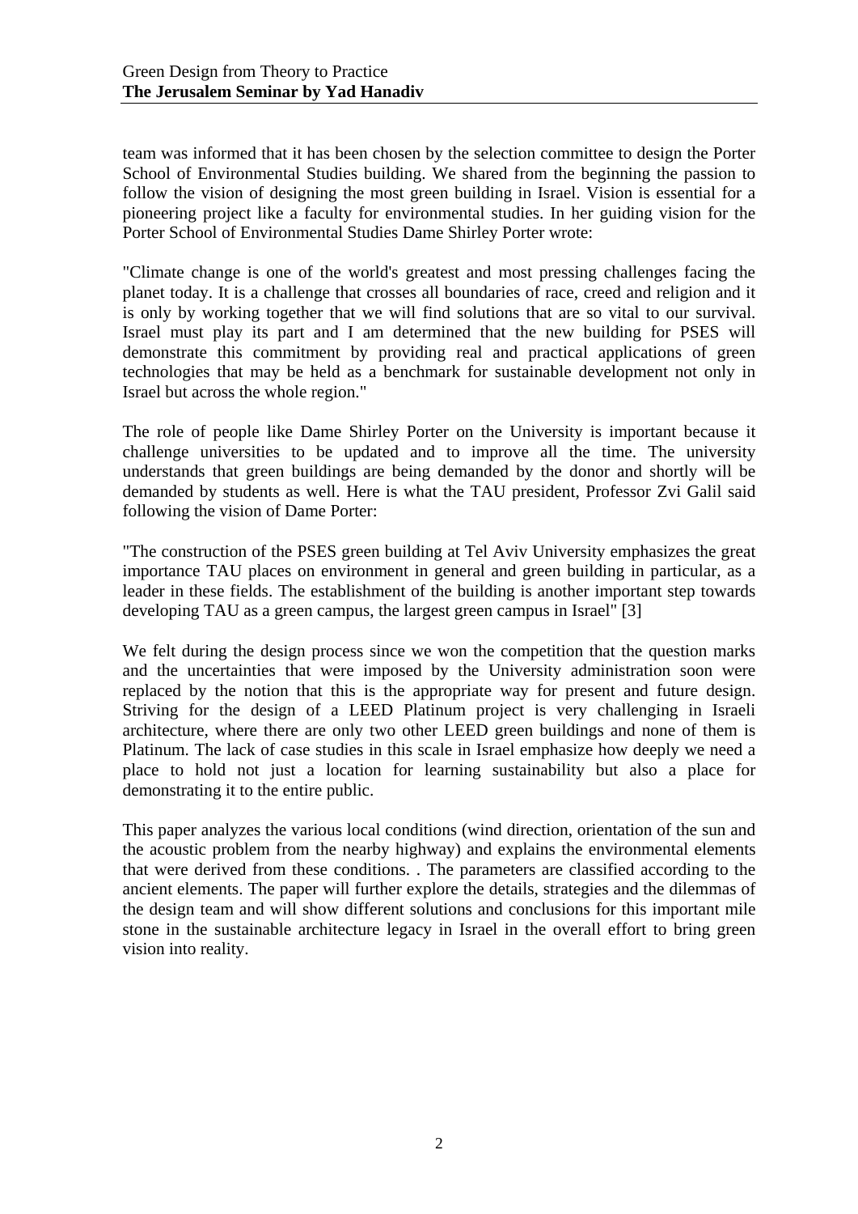team was informed that it has been chosen by the selection committee to design the Porter School of Environmental Studies building. We shared from the beginning the passion to follow the vision of designing the most green building in Israel. Vision is essential for a pioneering project like a faculty for environmental studies. In her guiding vision for the Porter School of Environmental Studies Dame Shirley Porter wrote:

"Climate change is one of the world's greatest and most pressing challenges facing the planet today. It is a challenge that crosses all boundaries of race, creed and religion and it is only by working together that we will find solutions that are so vital to our survival. Israel must play its part and I am determined that the new building for PSES will demonstrate this commitment by providing real and practical applications of green technologies that may be held as a benchmark for sustainable development not only in Israel but across the whole region."

The role of people like Dame Shirley Porter on the University is important because it challenge universities to be updated and to improve all the time. The university understands that green buildings are being demanded by the donor and shortly will be demanded by students as well. Here is what the TAU president, Professor Zvi Galil said following the vision of Dame Porter:

"The construction of the PSES green building at Tel Aviv University emphasizes the great importance TAU places on environment in general and green building in particular, as a leader in these fields. The establishment of the building is another important step towards developing TAU as a green campus, the largest green campus in Israel" [3]

We felt during the design process since we won the competition that the question marks and the uncertainties that were imposed by the University administration soon were replaced by the notion that this is the appropriate way for present and future design. Striving for the design of a LEED Platinum project is very challenging in Israeli architecture, where there are only two other LEED green buildings and none of them is Platinum. The lack of case studies in this scale in Israel emphasize how deeply we need a place to hold not just a location for learning sustainability but also a place for demonstrating it to the entire public.

This paper analyzes the various local conditions (wind direction, orientation of the sun and the acoustic problem from the nearby highway) and explains the environmental elements that were derived from these conditions. . The parameters are classified according to the ancient elements. The paper will further explore the details, strategies and the dilemmas of the design team and will show different solutions and conclusions for this important mile stone in the sustainable architecture legacy in Israel in the overall effort to bring green vision into reality.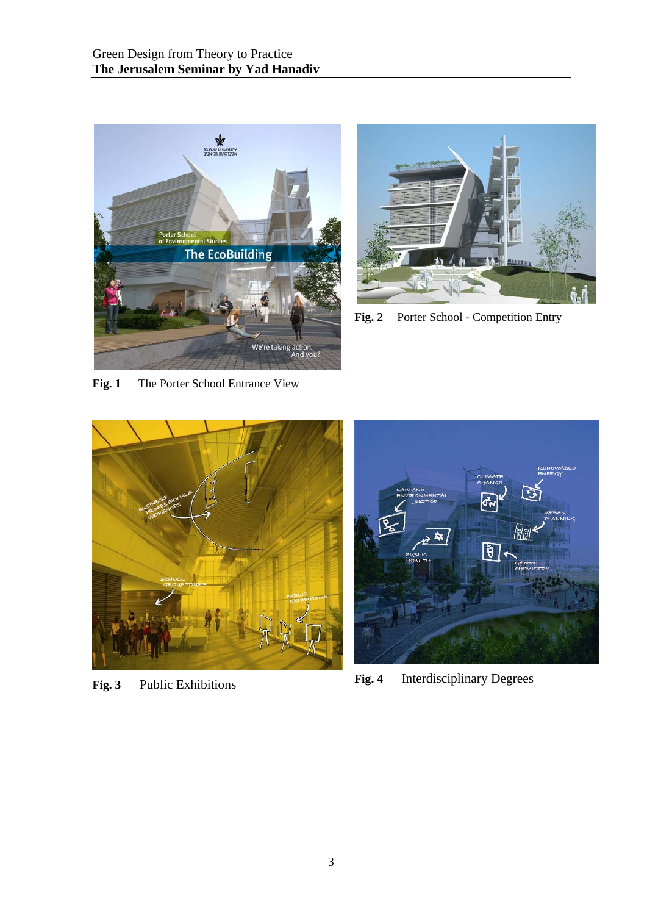**Fig. 1** The Porter School Entrance View

**Fig. 2** Porter School - Competition Entry

**Fig. 3** Public Exhibitions

**Fig. 4** Interdisciplinary Degrees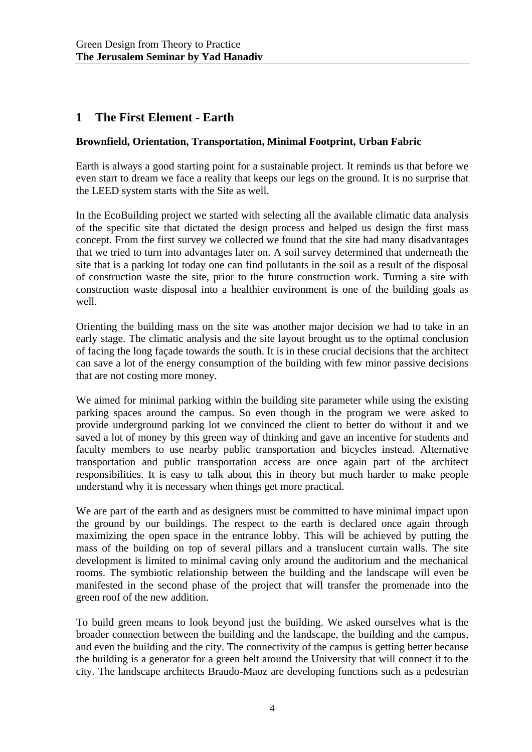# 1 The First Element - Earth

**Brownfield, Orientation, Transportation, Minimal Footprint, Urban Fabric**

Earth is always a good starting point for a sustainable project. It reminds us that before we even start to dream we face a reality that keeps our legs on the ground. It is no surprise that the LEED system starts with the Site as well.

In the EcoBuilding project we started with selecting all the available climatic data analysis of the specific site that dictated the design process and helped us design the first mass concept. From the first survey we collected we found that the site had many disadvantages that we tried to turn into advantages later on. A soil survey determined that underneath the site that is a parking lot today one can find pollutants in the soil as a result of the disposal of construction waste the site, prior to the future construction work. Turning a site with construction waste disposal into a healthier environment is one of the building goals as well.

Orienting the building mass on the site was another major decision we had to take in an early stage. The climatic analysis and the site layout brought us to the optimal conclusion of facing the long façade towards the south. It is in these crucial decisions that the architect can save a lot of the energy consumption of the building with few minor passive decisions that are not costing more money.

We aimed for minimal parking within the building site parameter while using the existing parking spaces around the campus. So even though in the program we were asked to provide underground parking lot we convinced the client to better do without it and we saved a lot of money by this green way of thinking and gave an incentive for students and faculty members to use nearby public transportation and bicycles instead. Alternative transportation and public transportation access are once again part of the architect responsibilities. It is easy to talk about this in theory but much harder to make people understand why it is necessary when things get more practical.

We are part of the earth and as designers must be committed to have minimal impact upon the ground by our buildings. The respect to the earth is declared once again through maximizing the open space in the entrance lobby. This will be achieved by putting the mass of the building on top of several pillars and a translucent curtain walls. The site development is limited to minimal caving only around the auditorium and the mechanical rooms. The symbiotic relationship between the building and the landscape will even be manifested in the second phase of the project that will transfer the promenade into the green roof of the new addition.

To build green means to look beyond just the building. We asked ourselves what is the broader connection between the building and the landscape, the building and the campus, and even the building and the city. The connectivity of the campus is getting better because the building is a generator for a green belt around the University that will connect it to the city. The landscape architects Braudo-Maoz are developing functions such as a pedestrian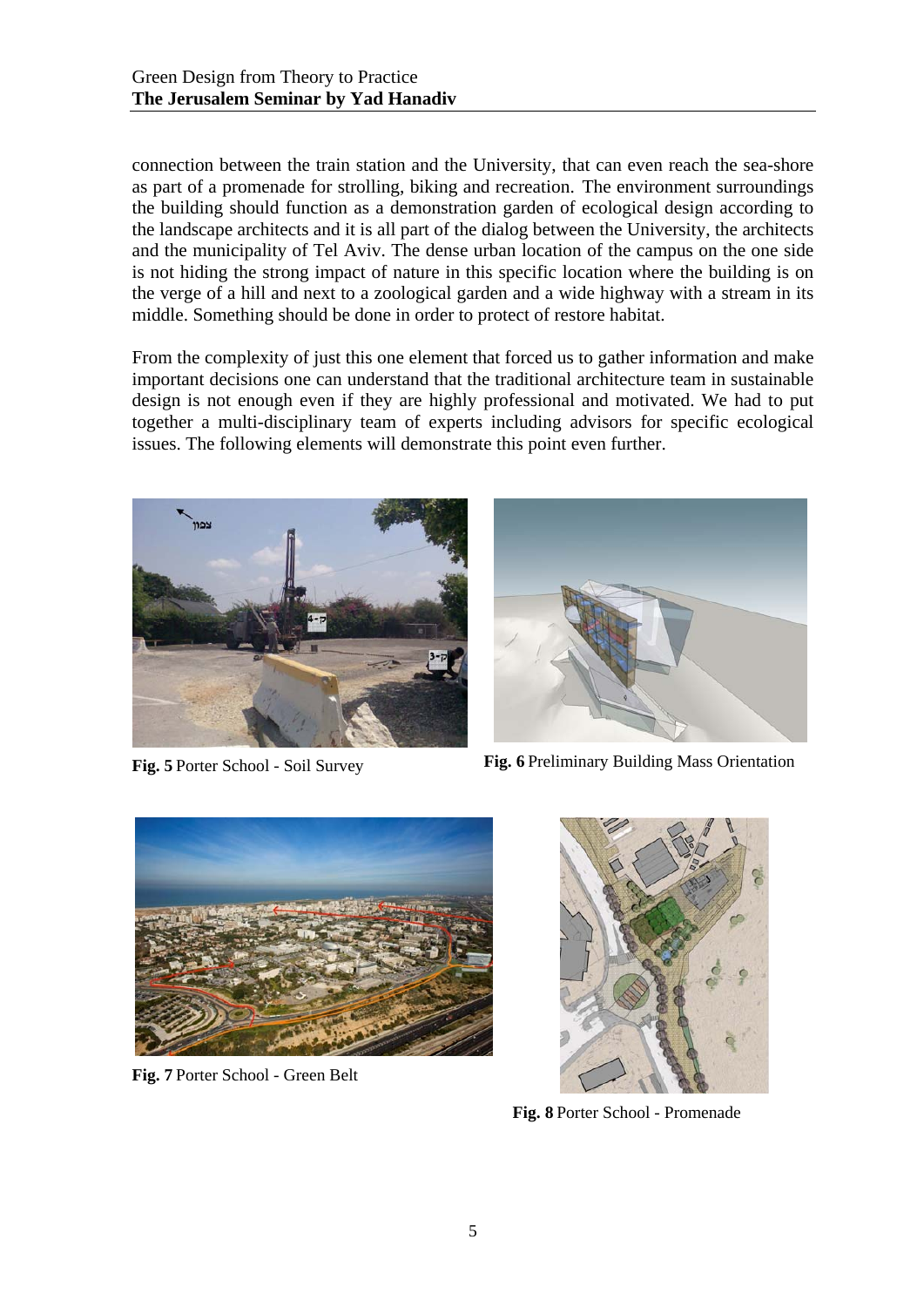connection between the train station and the University, that can even reach the sea-shore as part of a promenade for strolling, biking and recreation. The environment surroundings the building should function as a demonstration garden of ecological design according to the landscape architects and it is all part of the dialog between the University, the architects and the municipality of Tel Aviv. The dense urban location of the campus on the one side is not hiding the strong impact of nature in this specific location where the building is on the verge of a hill and next to a zoological garden and a wide highway with a stream in its middle. Something should be done in order to protect of restore habitat.

From the complexity of just this one element that forced us to gather information and make important decisions one can understand that the traditional architecture team in sustainable design is not enough even if they are highly professional and motivated. We had to put together a multi-disciplinary team of experts including advisors for specific ecological issues. The following elements will demonstrate this point even further.

**Fig. 5** Porter School - Soil Survey

**Fig. 6** Preliminary Building Mass Orientation

**Fig. 7** Porter School - Green Belt

**Fig. 8** Porter School - Promenade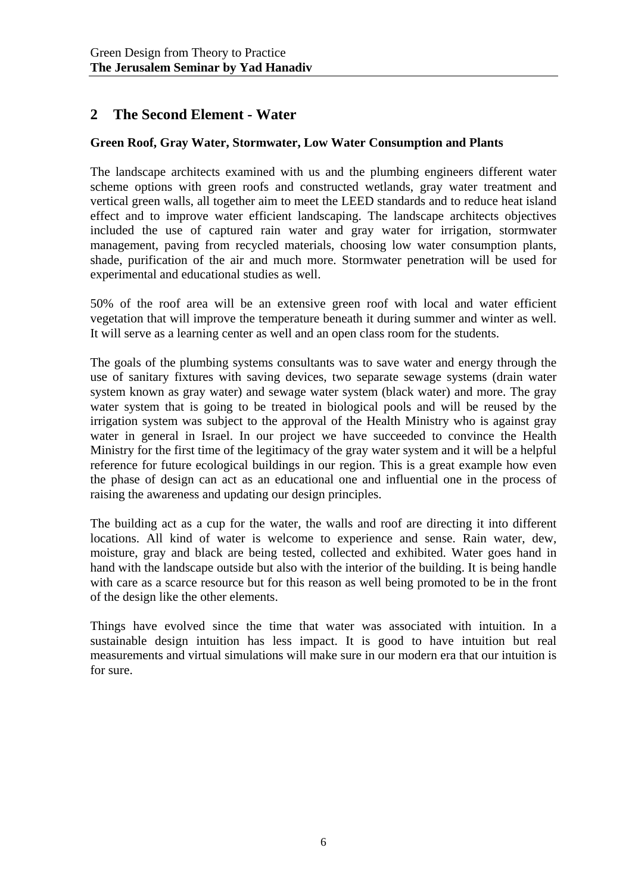## 2 The Second Element - Water

**Green Roof, Gray Water, Stormwater, Low Water Consumption and Plants**

The landscape architects examined with us and the plumbing engineers different water scheme options with green roofs and constructed wetlands, gray water treatment and vertical green walls, all together aim to meet the LEED standards and to reduce heat island effect and to improve water efficient landscaping. The landscape architects objectives included the use of captured rain water and gray water for irrigation, stormwater management, paving from recycled materials, choosing low water consumption plants, shade, purification of the air and much more. Stormwater penetration will be used for experimental and educational studies as well.

50% of the roof area will be an extensive green roof with local and water efficient vegetation that will improve the temperature beneath it during summer and winter as well. It will serve as a learning center as well and an open class room for the students.

The goals of the plumbing systems consultants was to save water and energy through the use of sanitary fixtures with saving devices, two separate sewage systems (drain water system known as gray water) and sewage water system (black water) and more. The gray water system that is going to be treated in biological pools and will be reused by the irrigation system was subject to the approval of the Health Ministry who is against gray water in general in Israel. In our project we have succeeded to convince the Health Ministry for the first time of the legitimacy of the gray water system and it will be a helpful reference for future ecological buildings in our region. This is a great example how even the phase of design can act as an educational one and influential one in the process of raising the awareness and updating our design principles.

The building act as a cup for the water, the walls and roof are directing it into different locations. All kind of water is welcome to experience and sense. Rain water, dew, moisture, gray and black are being tested, collected and exhibited. Water goes hand in hand with the landscape outside but also with the interior of the building. It is being handle with care as a scarce resource but for this reason as well being promoted to be in the front of the design like the other elements.

Things have evolved since the time that water was associated with intuition. In a sustainable design intuition has less impact. It is good to have intuition but real measurements and virtual simulations will make sure in our modern era that our intuition is for sure.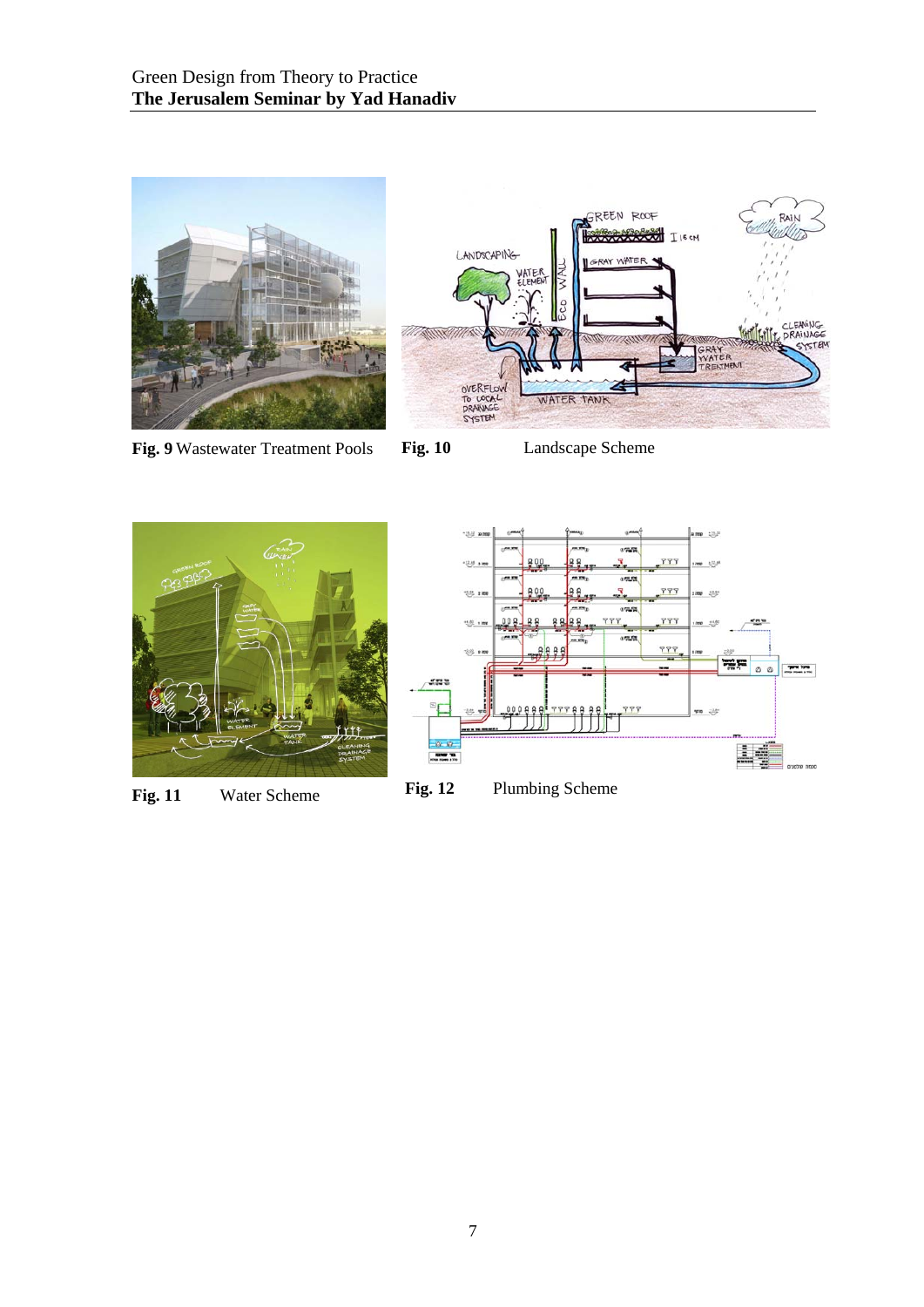**Fig. 9** Wastewater Treatment Pools

**Fig. 10** Landscape Scheme

**Fig. 11** Water Scheme

**Fig. 12** Plumbing Scheme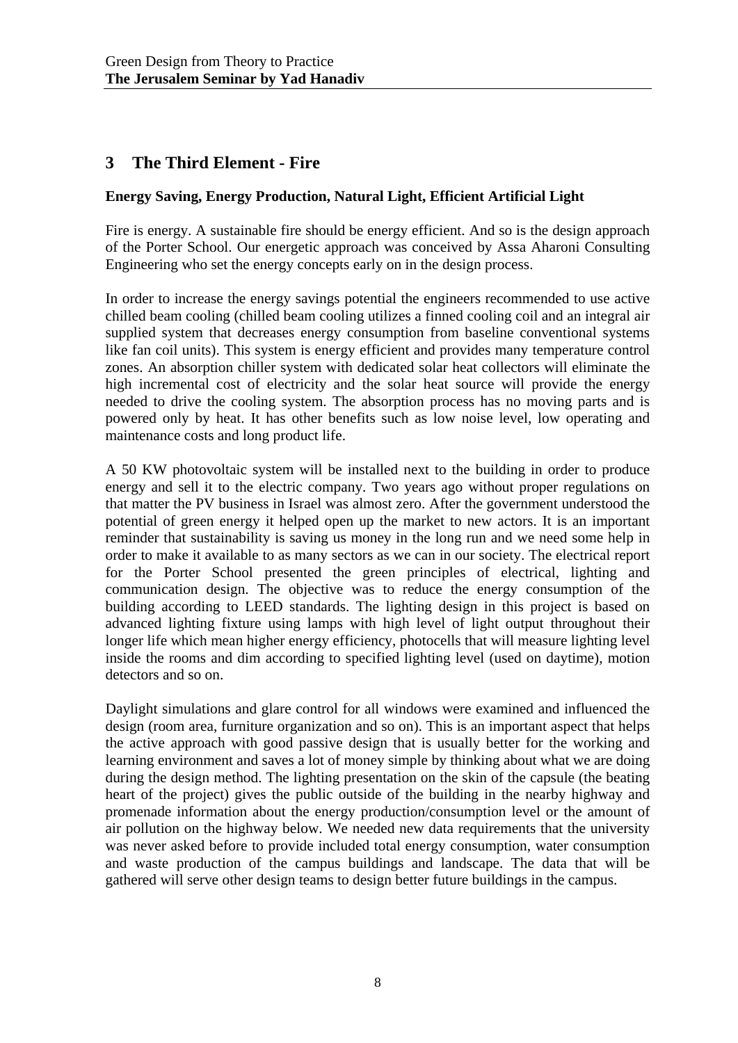# 3 The Third Element - Fire

**Energy Saving, Energy Production, Natural Light, Efficient Artificial Light**

Fire is energy. A sustainable fire should be energy efficient. And so is the design approach of the Porter School. Our energetic approach was conceived by Assa Aharoni Consulting Engineering who set the energy concepts early on in the design process.

In order to increase the energy savings potential the engineers recommended to use active chilled beam cooling (chilled beam cooling utilizes a finned cooling coil and an integral air supplied system that decreases energy consumption from baseline conventional systems like fan coil units). This system is energy efficient and provides many temperature control zones. An absorption chiller system with dedicated solar heat collectors will eliminate the high incremental cost of electricity and the solar heat source will provide the energy needed to drive the cooling system. The absorption process has no moving parts and is powered only by heat. It has other benefits such as low noise level, low operating and maintenance costs and long product life.

A 50 KW photovoltaic system will be installed next to the building in order to produce energy and sell it to the electric company. Two years ago without proper regulations on that matter the PV business in Israel was almost zero. After the government understood the potential of green energy it helped open up the market to new actors. It is an important reminder that sustainability is saving us money in the long run and we need some help in order to make it available to as many sectors as we can in our society. The electrical report for the Porter School presented the green principles of electrical, lighting and communication design. The objective was to reduce the energy consumption of the building according to LEED standards. The lighting design in this project is based on advanced lighting fixture using lamps with high level of light output throughout their longer life which mean higher energy efficiency, photocells that will measure lighting level inside the rooms and dim according to specified lighting level (used on daytime), motion detectors and so on.

Daylight simulations and glare control for all windows were examined and influenced the design (room area, furniture organization and so on). This is an important aspect that helps the active approach with good passive design that is usually better for the working and learning environment and saves a lot of money simple by thinking about what we are doing during the design method. The lighting presentation on the skin of the capsule (the beating heart of the project) gives the public outside of the building in the nearby highway and promenade information about the energy production/consumption level or the amount of air pollution on the highway below. We needed new data requirements that the university was never asked before to provide included total energy consumption, water consumption and waste production of the campus buildings and landscape. The data that will be gathered will serve other design teams to design better future buildings in the campus.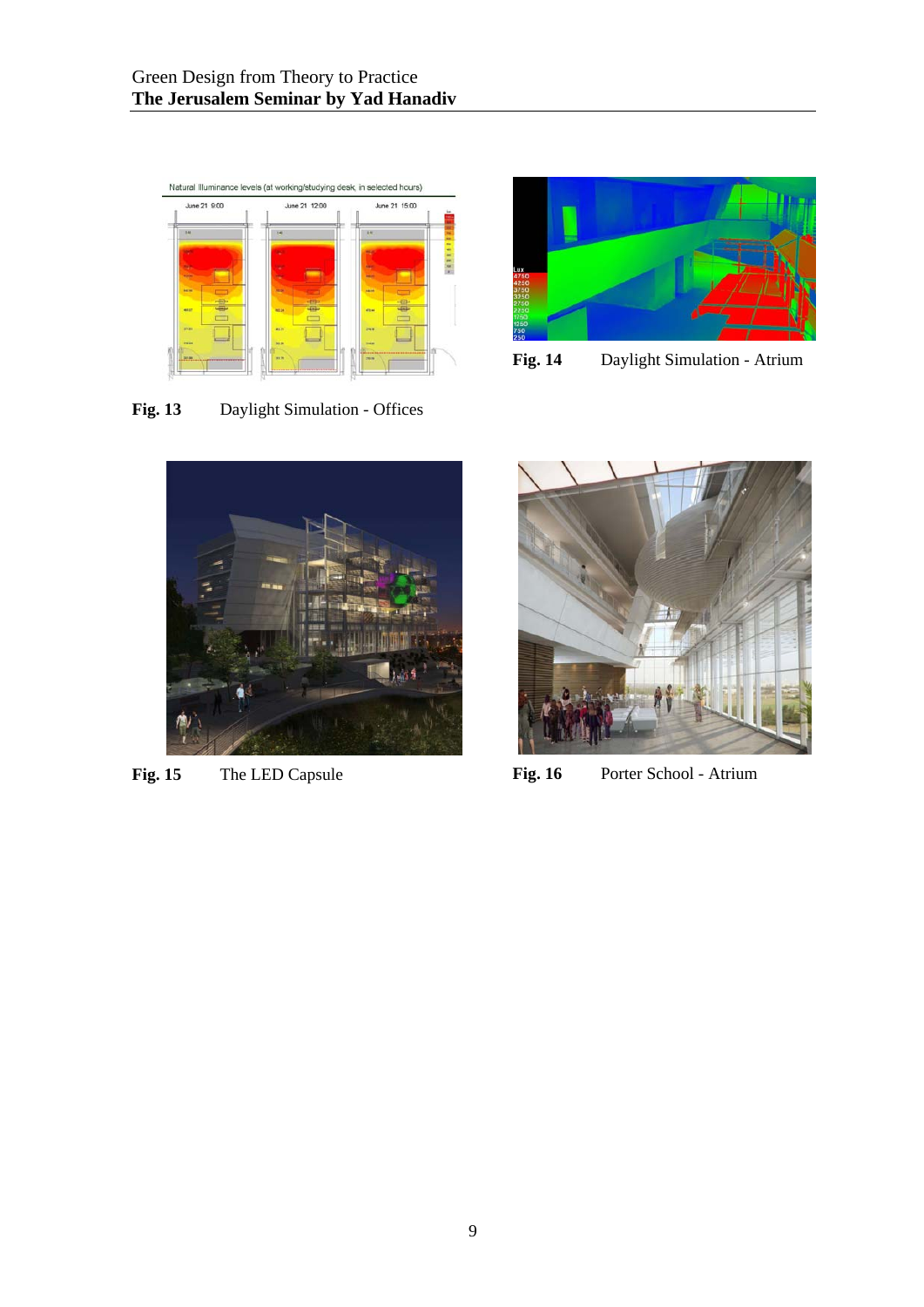**Fig. 13** Daylight Simulation - Offices

**Fig. 14** Daylight Simulation - Atrium

**Fig. 15** The LED Capsule

**Fig. 16** Porter School - Atrium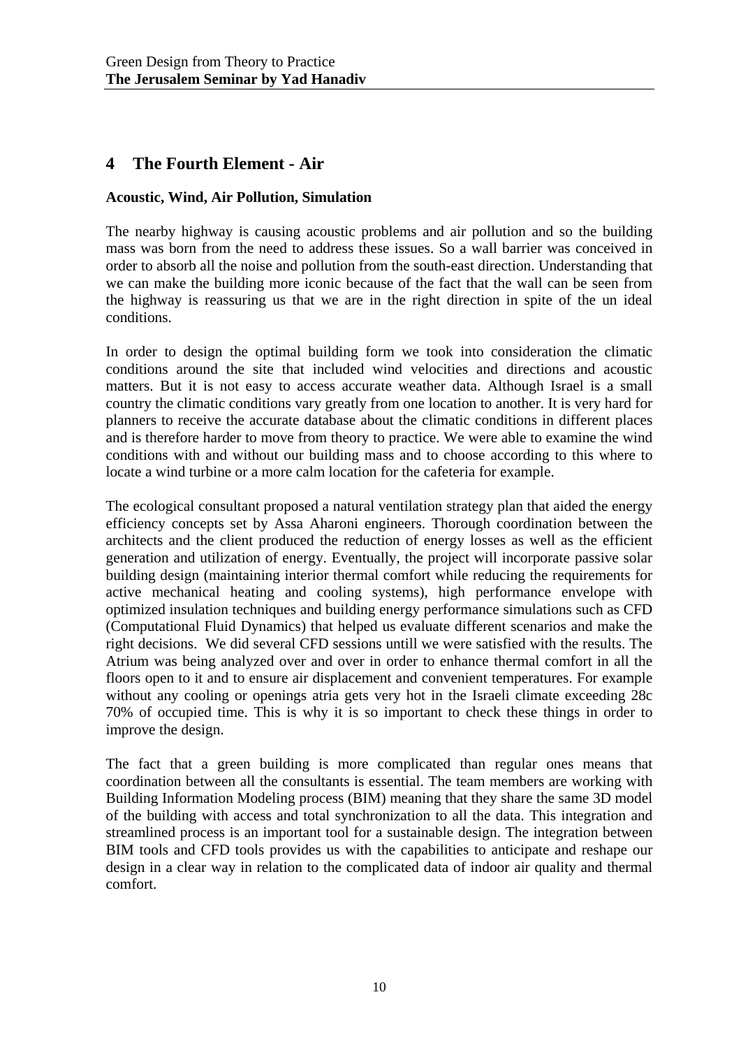## 4 The Fourth Element - Air

**Acoustic, Wind, Air Pollution, Simulation**

The nearby highway is causing acoustic problems and air pollution and so the building mass was born from the need to address these issues. So a wall barrier was conceived in order to absorb all the noise and pollution from the south-east direction. Understanding that we can make the building more iconic because of the fact that the wall can be seen from the highway is reassuring us that we are in the right direction in spite of the un ideal conditions.

In order to design the optimal building form we took into consideration the climatic conditions around the site that included wind velocities and directions and acoustic matters. But it is not easy to access accurate weather data. Although Israel is a small country the climatic conditions vary greatly from one location to another. It is very hard for planners to receive the accurate database about the climatic conditions in different places and is therefore harder to move from theory to practice. We were able to examine the wind conditions with and without our building mass and to choose according to this where to locate a wind turbine or a more calm location for the cafeteria for example.

The ecological consultant proposed a natural ventilation strategy plan that aided the energy efficiency concepts set by Assa Aharoni engineers. Thorough coordination between the architects and the client produced the reduction of energy losses as well as the efficient generation and utilization of energy. Eventually, the project will incorporate passive solar building design (maintaining interior thermal comfort while reducing the requirements for active mechanical heating and cooling systems), high performance envelope with optimized insulation techniques and building energy performance simulations such as CFD (Computational Fluid Dynamics) that helped us evaluate different scenarios and make the right decisions. We did several CFD sessions untill we were satisfied with the results. The Atrium was being analyzed over and over in order to enhance thermal comfort in all the floors open to it and to ensure air displacement and convenient temperatures. For example without any cooling or openings atria gets very hot in the Israeli climate exceeding 28c 70% of occupied time. This is why it is so important to check these things in order to improve the design.

The fact that a green building is more complicated than regular ones means that coordination between all the consultants is essential. The team members are working with Building Information Modeling process (BIM) meaning that they share the same 3D model of the building with access and total synchronization to all the data. This integration and streamlined process is an important tool for a sustainable design. The integration between BIM tools and CFD tools provides us with the capabilities to anticipate and reshape our design in a clear way in relation to the complicated data of indoor air quality and thermal comfort.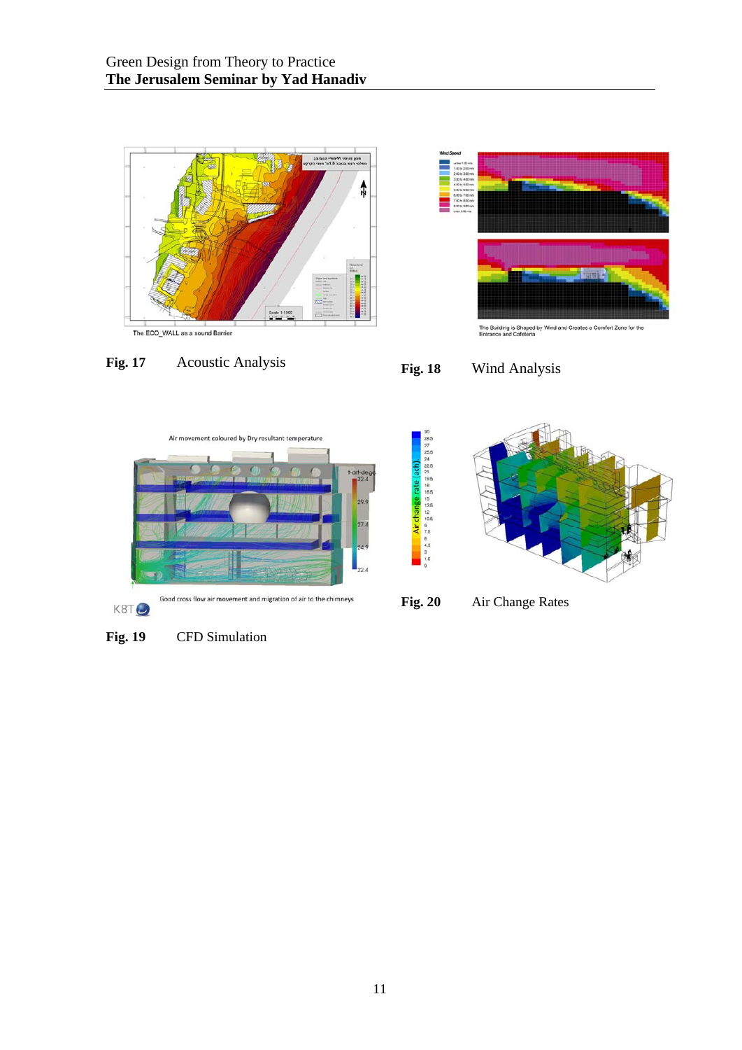The ECO_WALL as a sound Barrier

**Fig. 17** Acoustic Analysis

The Building is Shaped by Wind and Creates a Comfort Zone for the Entrance and Cafeteria

**Fig. 18** Wind Analysis

Air movement coloured by Dry resultant temperature

Good cross flow air movement and migration of air to the chimneys

**Fig. 19** CFD Simulation

**Fig. 20** Air Change Rates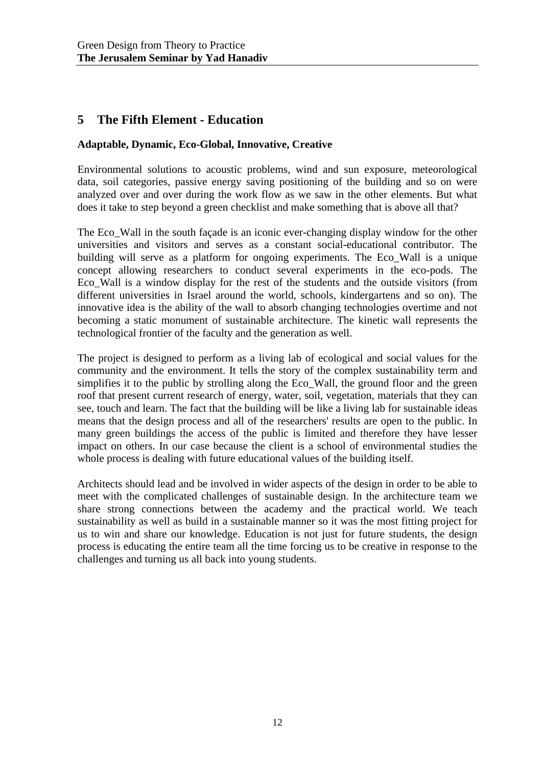# 5 The Fifth Element - Education

**Adaptable, Dynamic, Eco-Global, Innovative, Creative**

Environmental solutions to acoustic problems, wind and sun exposure, meteorological data, soil categories, passive energy saving positioning of the building and so on were analyzed over and over during the work flow as we saw in the other elements. But what does it take to step beyond a green checklist and make something that is above all that?

The Eco_Wall in the south façade is an iconic ever-changing display window for the other universities and visitors and serves as a constant social-educational contributor. The building will serve as a platform for ongoing experiments. The Eco_Wall is a unique concept allowing researchers to conduct several experiments in the eco-pods. The Eco_Wall is a window display for the rest of the students and the outside visitors (from different universities in Israel around the world, schools, kindergartens and so on). The innovative idea is the ability of the wall to absorb changing technologies overtime and not becoming a static monument of sustainable architecture. The kinetic wall represents the technological frontier of the faculty and the generation as well.

The project is designed to perform as a living lab of ecological and social values for the community and the environment. It tells the story of the complex sustainability term and simplifies it to the public by strolling along the Eco_Wall, the ground floor and the green roof that present current research of energy, water, soil, vegetation, materials that they can see, touch and learn. The fact that the building will be like a living lab for sustainable ideas means that the design process and all of the researchers' results are open to the public. In many green buildings the access of the public is limited and therefore they have lesser impact on others. In our case because the client is a school of environmental studies the whole process is dealing with future educational values of the building itself.

Architects should lead and be involved in wider aspects of the design in order to be able to meet with the complicated challenges of sustainable design. In the architecture team we share strong connections between the academy and the practical world. We teach sustainability as well as build in a sustainable manner so it was the most fitting project for us to win and share our knowledge. Education is not just for future students, the design process is educating the entire team all the time forcing us to be creative in response to the challenges and turning us all back into young students.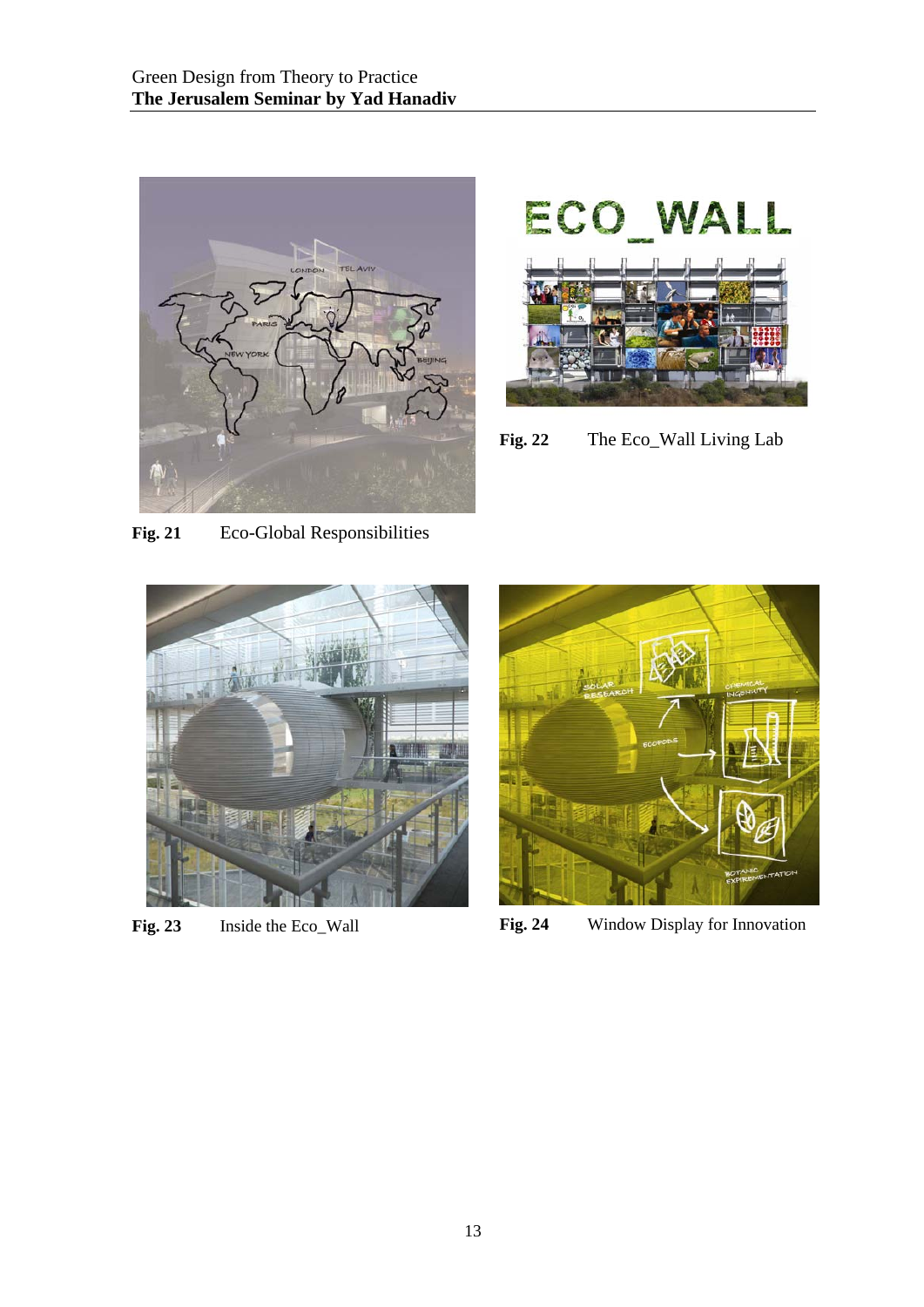**Fig. 21** Eco-Global Responsibilities

**Fig. 22** The Eco_Wall Living Lab

**Fig. 23** Inside the Eco_Wall

**Fig. 24** Window Display for Innovation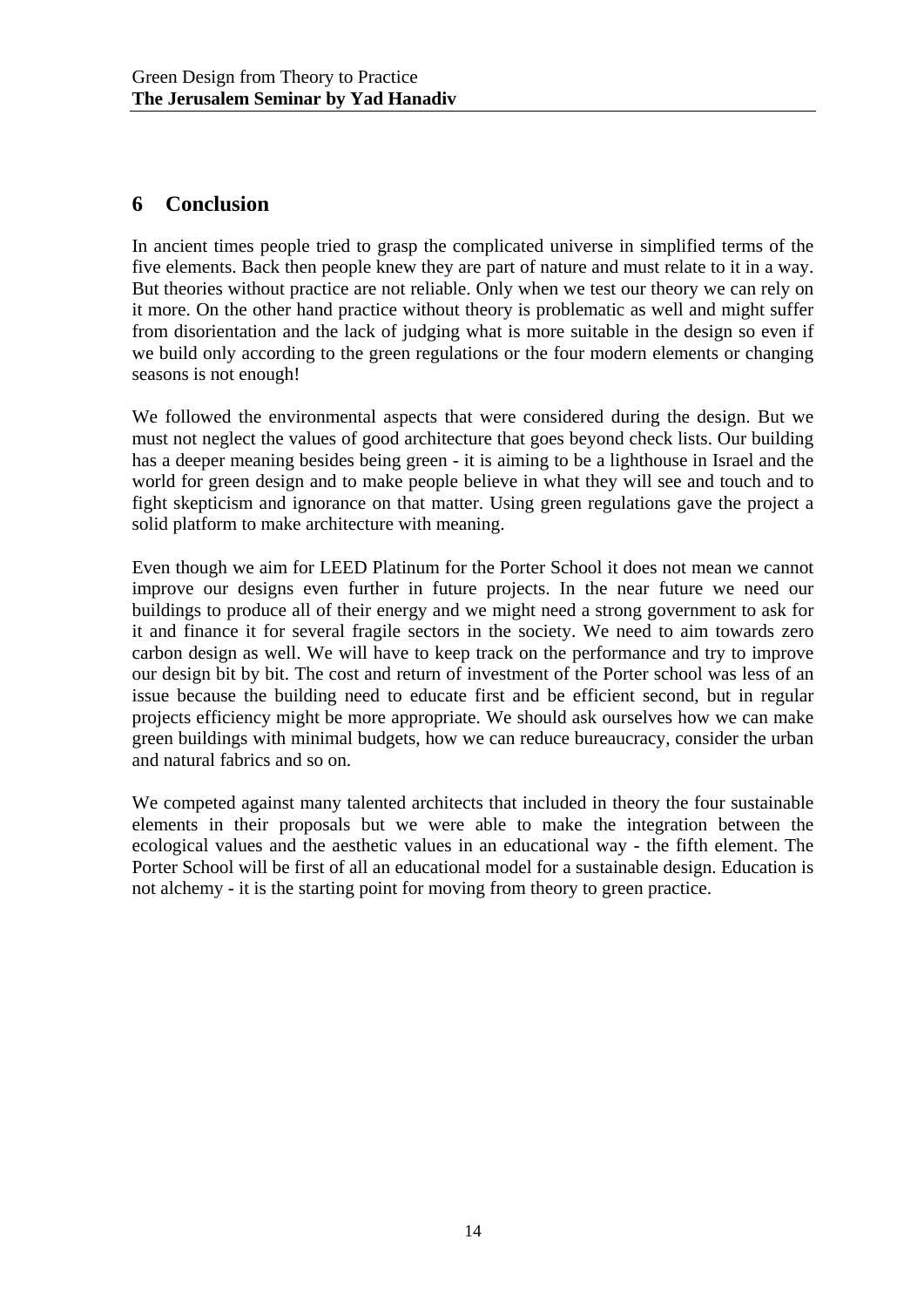## 6 Conclusion

In ancient times people tried to grasp the complicated universe in simplified terms of the five elements. Back then people knew they are part of nature and must relate to it in a way. But theories without practice are not reliable. Only when we test our theory we can rely on it more. On the other hand practice without theory is problematic as well and might suffer from disorientation and the lack of judging what is more suitable in the design so even if we build only according to the green regulations or the four modern elements or changing seasons is not enough!

We followed the environmental aspects that were considered during the design. But we must not neglect the values of good architecture that goes beyond check lists. Our building has a deeper meaning besides being green - it is aiming to be a lighthouse in Israel and the world for green design and to make people believe in what they will see and touch and to fight skepticism and ignorance on that matter. Using green regulations gave the project a solid platform to make architecture with meaning.

Even though we aim for LEED Platinum for the Porter School it does not mean we cannot improve our designs even further in future projects. In the near future we need our buildings to produce all of their energy and we might need a strong government to ask for it and finance it for several fragile sectors in the society. We need to aim towards zero carbon design as well. We will have to keep track on the performance and try to improve our design bit by bit. The cost and return of investment of the Porter school was less of an issue because the building need to educate first and be efficient second, but in regular projects efficiency might be more appropriate. We should ask ourselves how we can make green buildings with minimal budgets, how we can reduce bureaucracy, consider the urban and natural fabrics and so on.

We competed against many talented architects that included in theory the four sustainable elements in their proposals but we were able to make the integration between the ecological values and the aesthetic values in an educational way - the fifth element. The Porter School will be first of all an educational model for a sustainable design. Education is not alchemy - it is the starting point for moving from theory to green practice.